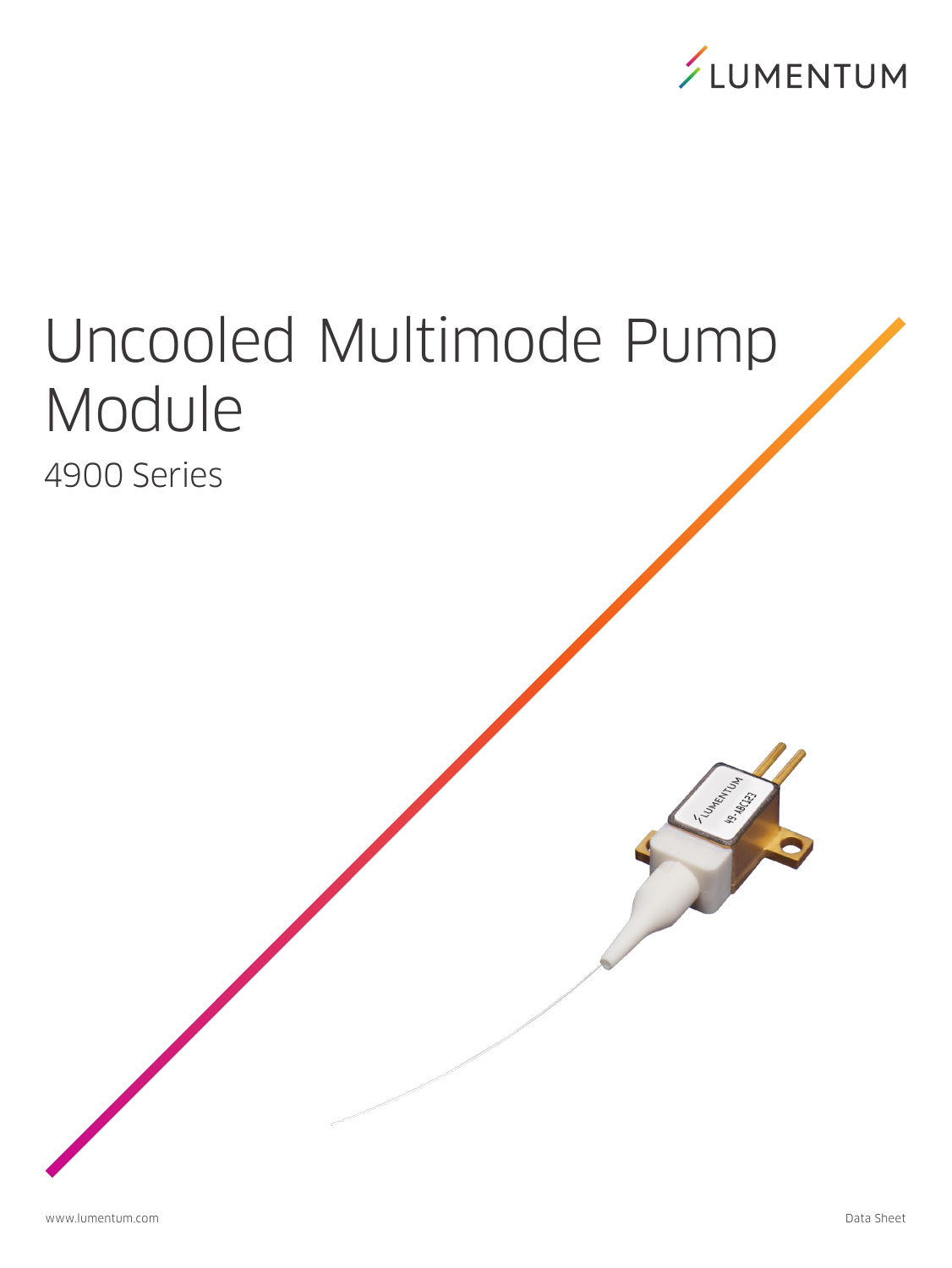# Uncooled Multimode Pump Module

## 4900 Series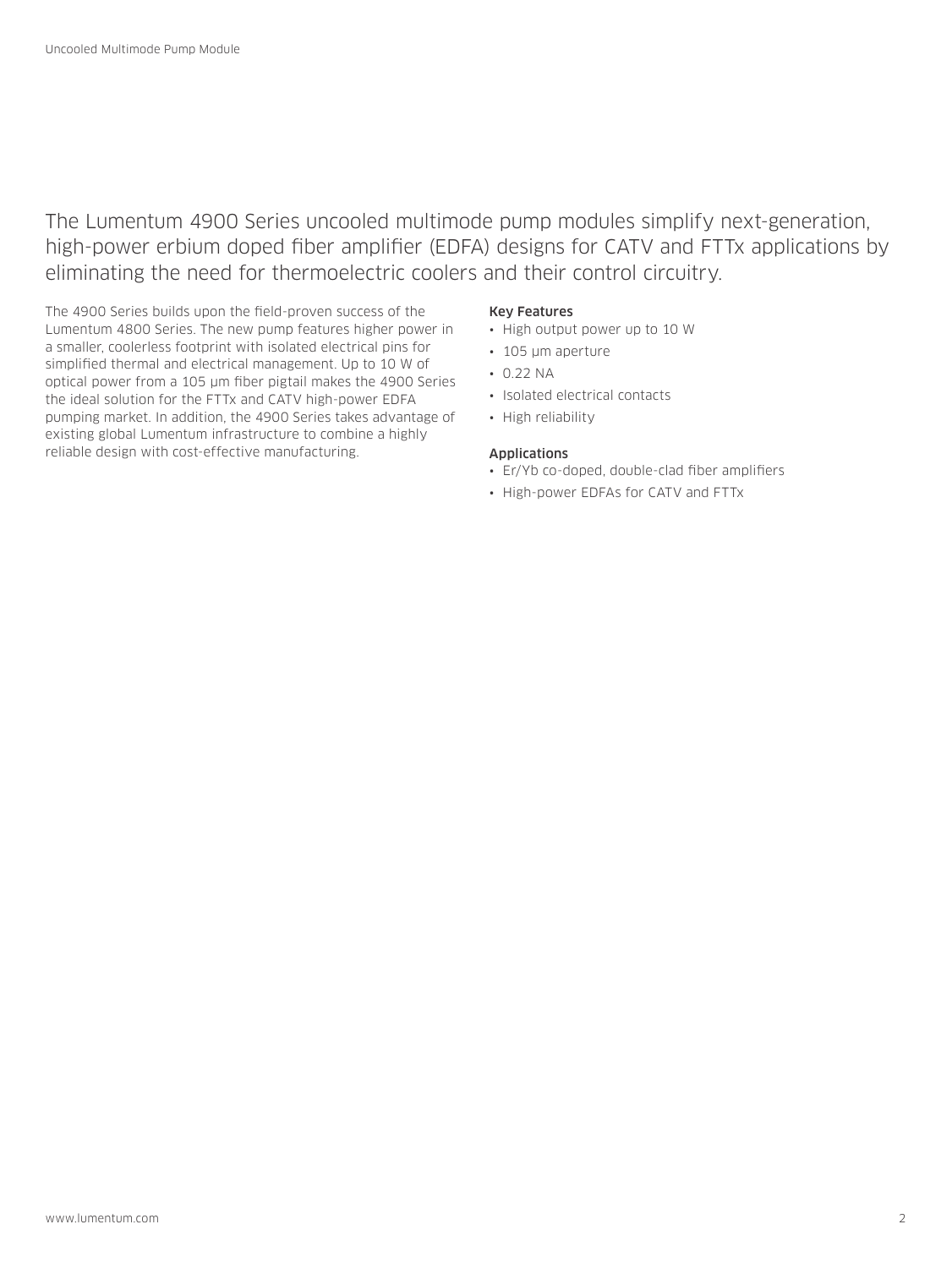The Lumentum 4900 Series uncooled multimode pump modules simplify next-generation, high-power erbium doped fiber amplifier (EDFA) designs for CATV and FTTx applications by eliminating the need for thermoelectric coolers and their control circuitry.

The 4900 Series builds upon the field-proven success of the Lumentum 4800 Series. The new pump features higher power in a smaller, coolerless footprint with isolated electrical pins for simplified thermal and electrical management. Up to 10 W of optical power from a 105 µm fiber pigtail makes the 4900 Series the ideal solution for the FTTx and CATV high-power EDFA pumping market. In addition, the 4900 Series takes advantage of existing global Lumentum infrastructure to combine a highly reliable design with cost-effective manufacturing.

**Key Features**

- High output power up to 10 W
- 105 µm aperture
- 0.22 NA
- Isolated electrical contacts
- High reliability

**Applications**

- Er/Yb co-doped, double-clad fiber amplifiers
- High-power EDFAs for CATV and FTTx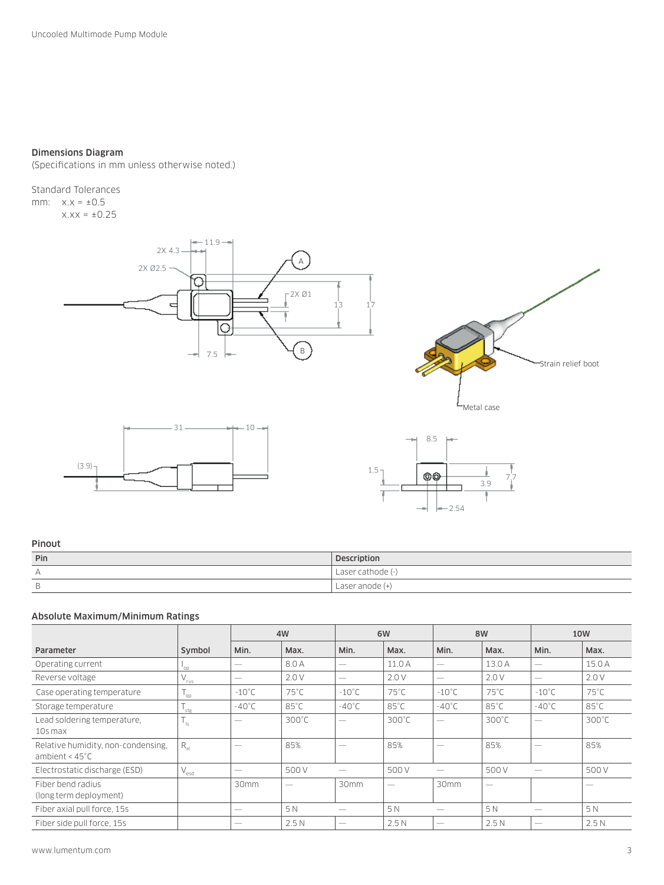## Dimensions Diagram

(Specifications in mm unless otherwise noted.)

Standard Tolerances

mm: x.x = ±0.5

x.xx = ±0.25

## Pinout

| Pin | Description |
| --- | --- |
| A | Laser cathode (-) |
| B | Laser anode (+) |

## Absolute Maximum/Minimum Ratings

| | | 4W | | 6W | | 8W | | 10W | |
| --- | --- | --- | --- | --- | --- | --- | --- | --- | --- |
| Parameter | Symbol | Min. | Max. | Min. | Max. | Min. | Max. | Min. | Max. |
| Operating current | $I_{op}$ | — | 8.0 A | — | 11.0 A | — | 13.0 A | — | 15.0 A |
| Reverse voltage | $V_{rvs}$ | — | 2.0 V | — | 2.0 V | — | 2.0 V | — | 2.0 V |
| Case operating temperature | $T_{op}$ | -10°C | 75°C | -10°C | 75°C | -10°C | 75°C | -10°C | 75°C |
| Storage temperature | $T_{stg}$ | -40°C | 85°C | -40°C | 85°C | -40°C | 85°C | -40°C | 85°C |
| Lead soldering temperature, 10s max | $T_{ls}$ | — | 300°C | — | 300°C | — | 300°C | — | 300°C |
| Relative humidity, non-condensing, ambient < 45°C | $R_H$ | — | 85% | — | 85% | — | 85% | — | 85% |
| Electrostatic discharge (ESD) | $V_{esd}$ | — | 500 V | — | 500 V | — | 500 V | — | 500 V |
| Fiber bend radius (long term deployment) | | 30mm | — | 30mm | — | 30mm | — | | — |
| Fiber axial pull force, 15s | | — | 5 N | — | 5 N | — | 5 N | — | 5 N |
| Fiber side pull force, 15s | | — | 2.5 N | — | 2.5 N | — | 2.5 N | — | 2.5 N |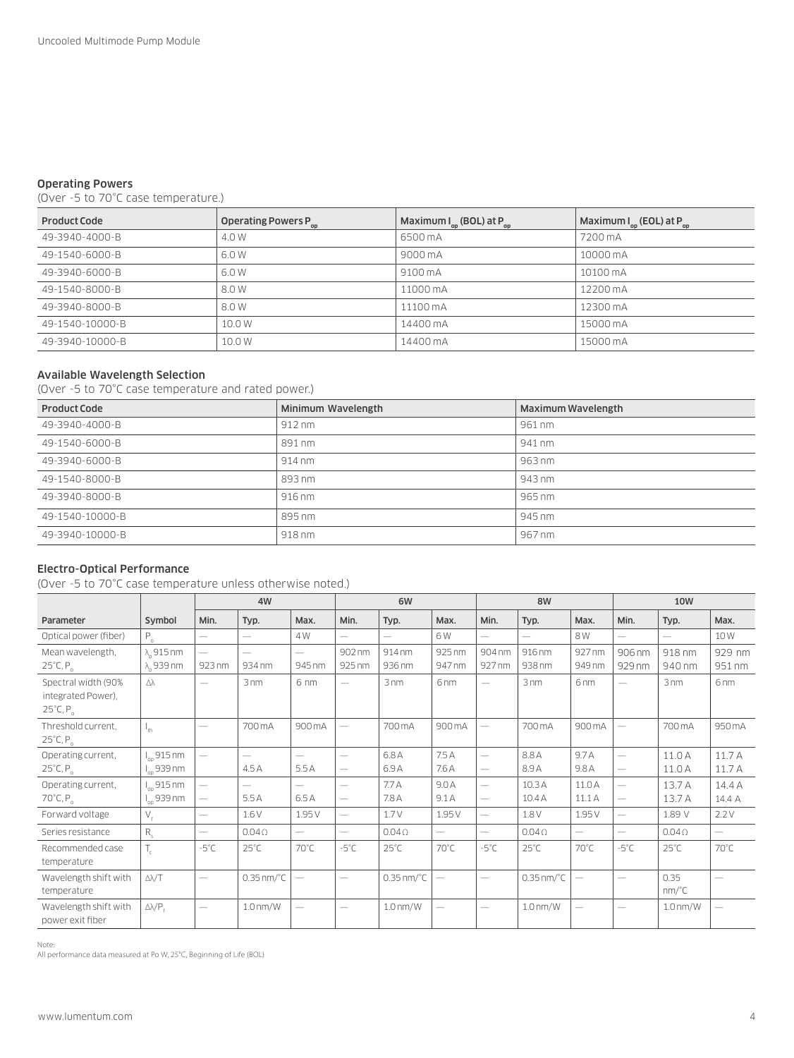### Operating Powers

(Over -5 to 70°C case temperature.)

| Product Code | Operating Powers $P_{op}$ | Maximum $I_{op}$ (BOL) at $P_{op}$ | Maximum $I_{op}$ (EOL) at $P_{op}$ |
|---|---|---|---|
| 49-3940-4000-B | 4.0 W | 6500 mA | 7200 mA |
| 49-1540-6000-B | 6.0 W | 9000 mA | 10000 mA |
| 49-3940-6000-B | 6.0 W | 9100 mA | 10100 mA |
| 49-1540-8000-B | 8.0 W | 11000 mA | 12200 mA |
| 49-3940-8000-B | 8.0 W | 11100 mA | 12300 mA |
| 49-1540-10000-B | 10.0 W | 14400 mA | 15000 mA |
| 49-3940-10000-B | 10.0 W | 14400 mA | 15000 mA |

### Available Wavelength Selection

(Over -5 to 70°C case temperature and rated power.)

| Product Code | Minimum Wavelength | Maximum Wavelength |
|---|---|---|
| 49-3940-4000-B | 912 nm | 961 nm |
| 49-1540-6000-B | 891 nm | 941 nm |
| 49-3940-6000-B | 914 nm | 963 nm |
| 49-1540-8000-B | 893 nm | 943 nm |
| 49-3940-8000-B | 916 nm | 965 nm |
| 49-1540-10000-B | 895 nm | 945 nm |
| 49-3940-10000-B | 918 nm | 967 nm |

### Electro-Optical Performance

(Over -5 to 70°C case temperature unless otherwise noted.)

| | | 4W | | | 6W | | | 8W | | | 10W | | |
|---|---|---|---|---|---|---|---|---|---|---|---|---|---|
| Parameter | Symbol | Min. | Typ. | Max. | Min. | Typ. | Max. | Min. | Typ. | Max. | Min. | Typ. | Max. |
| Optical power (fiber) | $P_o$ | — | — | 4 W | — | — | 6 W | — | — | 8 W | — | — | 10 W |
| Mean wavelength, 25°C, $P_o$ | $\lambda_p$ 915 nm<br>$\lambda_p$ 939 nm | —<br>923 nm | —<br>934 nm | —<br>945 nm | 902 nm<br>925 nm | 914 nm<br>936 nm | 925 nm<br>947 nm | 904 nm<br>927 nm | 916 nm<br>938 nm | 927 nm<br>949 nm | 906 nm<br>929 nm | 918 nm<br>940 nm | 929 nm<br>951 nm |
| Spectral width (90% integrated Power), 25°C, $P_o$ | $\Delta\lambda$ | — | 3 nm | 6 nm | — | 3 nm | 6 nm | — | 3 nm | 6 nm | — | 3 nm | 6 nm |
| Threshold current, 25°C, $P_o$ | $I_{th}$ | — | 700 mA | 900 mA | — | 700 mA | 900 mA | — | 700 mA | 900 mA | — | 700 mA | 950 mA |
| Operating current, 25°C, $P_o$ | $I_{op}$ 915 nm<br>$I_{op}$ 939 nm | — | —<br>4.5 A | —<br>5.5 A | —<br>— | 6.8 A<br>6.9 A | 7.5 A<br>7.6 A | —<br>— | 8.8 A<br>8.9 A | 9.7 A<br>9.8 A | —<br>— | 11.0 A<br>11.0 A | 11.7 A<br>11.7 A |
| Operating current, 70°C, $P_o$ | $I_{op}$ 915 nm<br>$I_{op}$ 939 nm | —<br>— | —<br>5.5 A | —<br>6.5 A | —<br>— | 7.7 A<br>7.8 A | 9.0 A<br>9.1 A | —<br>— | 10.3 A<br>10.4 A | 11.0 A<br>11.1 A | —<br>— | 13.7 A<br>13.7 A | 14.4 A<br>14.4 A |
| Forward voltage | $V_f$ | — | 1.6 V | 1.95 V | — | 1.7 V | 1.95 V | — | 1.8 V | 1.95 V | — | 1.89 V | 2.2 V |
| Series resistance | $R_s$ | — | 0.04 Ω | — | — | 0.04 Ω | — | — | 0.04 Ω | — | — | 0.04 Ω | — |
| Recommended case temperature | $T_c$ | -5°C | 25°C | 70°C | -5°C | 25°C | 70°C | -5°C | 25°C | 70°C | -5°C | 25°C | 70°C |
| Wavelength shift with temperature | $\Delta\lambda/T$ | — | 0.35 nm/°C | — | — | 0.35 nm/°C | — | — | 0.35 nm/°C | — | — | 0.35 nm/°C | — |
| Wavelength shift with power exit fiber | $\Delta\lambda/P_f$ | — | 1.0 nm/W | — | — | 1.0 nm/W | — | — | 1.0 nm/W | — | — | 1.0 nm/W | — |

Note:
All performance data measured at Po W, 25°C, Beginning of Life (BOL)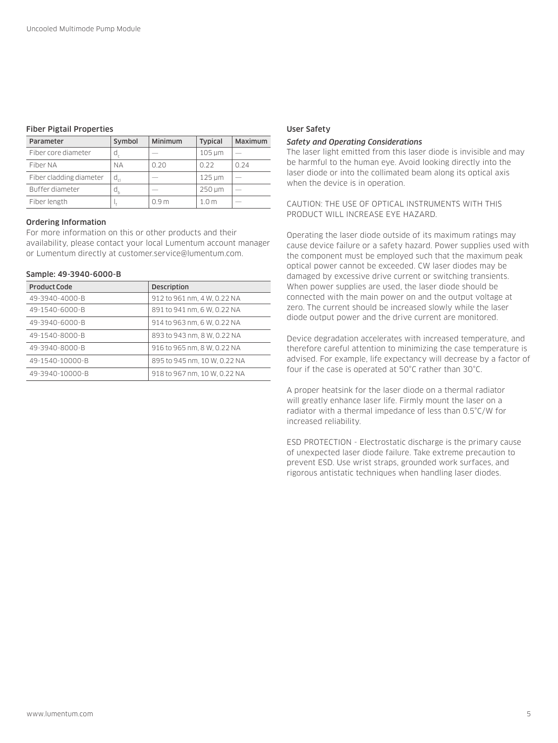### Fiber Pigtail Properties

| Parameter | Symbol | Minimum | Typical | Maximum |
|---|---|---|---|---|
| Fiber core diameter | $d_c$ | — | 105 µm | — |
| Fiber NA | NA | 0.20 | 0.22 | 0.24 |
| Fiber cladding diameter | $d_{cl}$ | — | 125 µm | — |
| Buffer diameter | $d_b$ | — | 250 µm | — |
| Fiber length | $l_f$ | 0.9 m | 1.0 m | — |

### Ordering Information

For more information on this or other products and their availability, please contact your local Lumentum account manager or Lumentum directly at customer.service@lumentum.com.

#### Sample: 49-3940-6000-B

| Product Code | Description |
|---|---|
| 49-3940-4000-B | 912 to 961 nm, 4 W, 0.22 NA |
| 49-1540-6000-B | 891 to 941 nm, 6 W, 0.22 NA |
| 49-3940-6000-B | 914 to 963 nm, 6 W, 0.22 NA |
| 49-1540-8000-B | 893 to 943 nm, 8 W, 0.22 NA |
| 49-3940-8000-B | 916 to 965 nm, 8 W, 0.22 NA |
| 49-1540-10000-B | 895 to 945 nm, 10 W, 0.22 NA |
| 49-3940-10000-B | 918 to 967 nm, 10 W, 0.22 NA |

### User Safety

*Safety and Operating Considerations*

The laser light emitted from this laser diode is invisible and may be harmful to the human eye. Avoid looking directly into the laser diode or into the collimated beam along its optical axis when the device is in operation.

CAUTION: THE USE OF OPTICAL INSTRUMENTS WITH THIS PRODUCT WILL INCREASE EYE HAZARD.

Operating the laser diode outside of its maximum ratings may cause device failure or a safety hazard. Power supplies used with the component must be employed such that the maximum peak optical power cannot be exceeded. CW laser diodes may be damaged by excessive drive current or switching transients. When power supplies are used, the laser diode should be connected with the main power on and the output voltage at zero. The current should be increased slowly while the laser diode output power and the drive current are monitored.

Device degradation accelerates with increased temperature, and therefore careful attention to minimizing the case temperature is advised. For example, life expectancy will decrease by a factor of four if the case is operated at 50°C rather than 30°C.

A proper heatsink for the laser diode on a thermal radiator will greatly enhance laser life. Firmly mount the laser on a radiator with a thermal impedance of less than 0.5°C/W for increased reliability.

ESD PROTECTION - Electrostatic discharge is the primary cause of unexpected laser diode failure. Take extreme precaution to prevent ESD. Use wrist straps, grounded work surfaces, and rigorous antistatic techniques when handling laser diodes.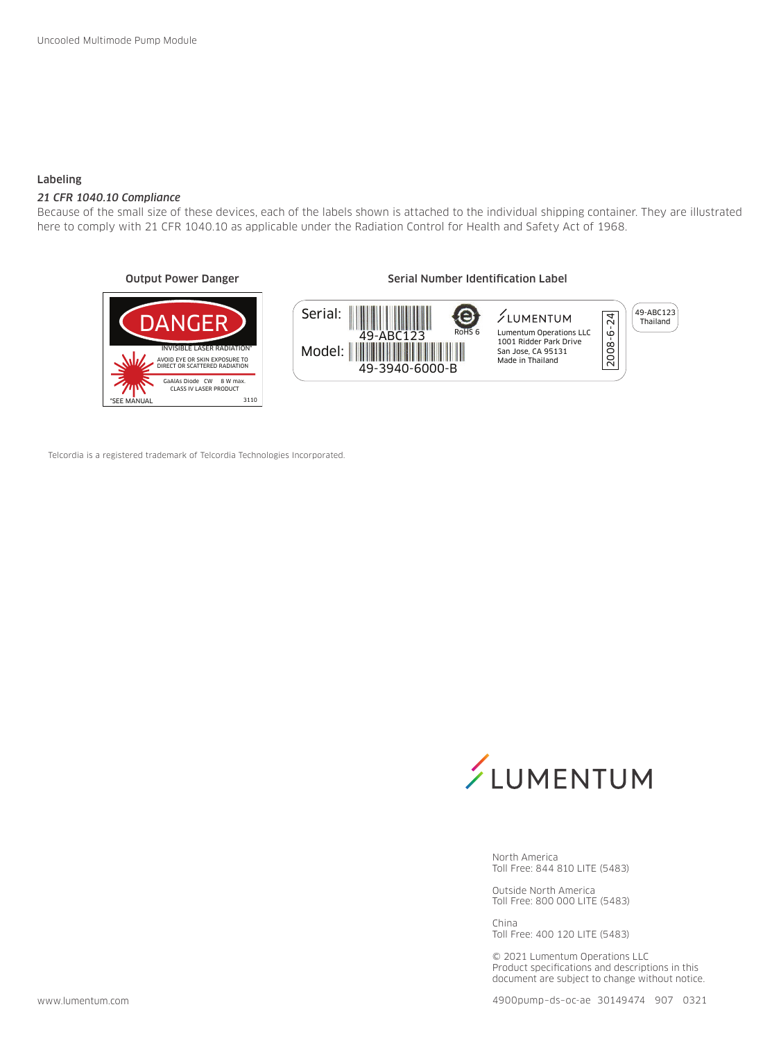## Labeling

### *21 CFR 1040.10 Compliance*

Because of the small size of these devices, each of the labels shown is attached to the individual shipping container. They are illustrated here to comply with 21 CFR 1040.10 as applicable under the Radiation Control for Health and Safety Act of 1968.

**Output Power Danger**

DANGER

INVISIBLE LASER RADIATION*

AVOID EYE OR SKIN EXPOSURE TO DIRECT OR SCATTERED RADIATION

GaAlAs Diode CW 8 W max.

CLASS IV LASER PRODUCT

*SEE MANUAL

3110

**Serial Number Identification Label**

Serial: 49-ABC123

Model: 49-3940-6000-B

RoHS 6

LUMENTUM

Lumentum Operations LLC
1001 Ridder Park Drive
San Jose, CA 95131
Made in Thailand

2008-6-24

49-ABC123
Thailand

Telcordia is a registered trademark of Telcordia Technologies Incorporated.

LUMENTUM

North America
Toll Free: 844 810 LITE (5483)

Outside North America
Toll Free: 800 000 LITE (5483)

China
Toll Free: 400 120 LITE (5483)

© 2021 Lumentum Operations LLC
Product specifications and descriptions in this document are subject to change without notice.

www.lumentum.com

4900pump-ds-oc-ae 30149474 907 0321